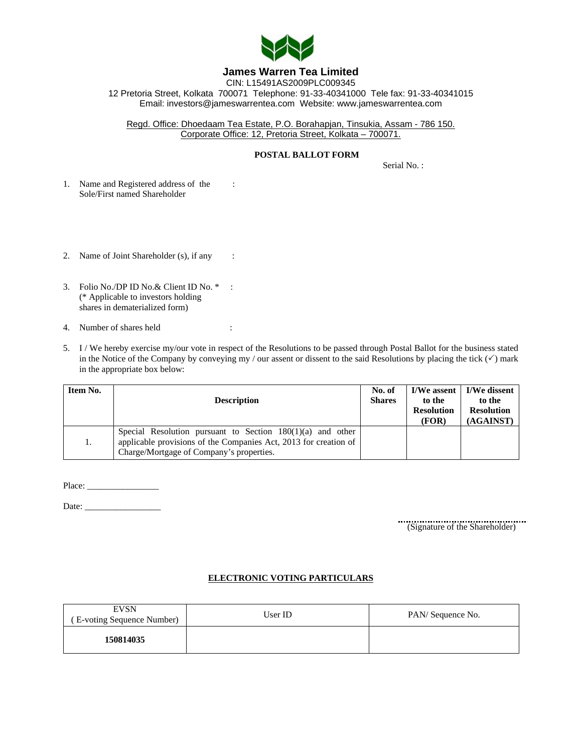# James Warren Tea Limited

CIN: L15491AS2009PLC009345

12 Pretoria Street, Kolkata 700071 Telephone: 91-33-40341000 Tele fax: 91-33-40341015

Email: investors@jameswarrentea.com Website: www.jameswarrentea.com

Regd. Office: Dhoedaam Tea Estate, P.O. Borahapjan, Tinsukia, Assam - 786 150.

Corporate Office: 12, Pretoria Street, Kolkata – 700071.

## POSTAL BALLOT FORM

Serial No. :

1. Name and Registered address of the Sole/First named Shareholder :

2. Name of Joint Shareholder (s), if any :

3. Folio No./DP ID No.& Client ID No. * :
   (* Applicable to investors holding shares in dematerialized form)

4. Number of shares held :

5. I / We hereby exercise my/our vote in respect of the Resolutions to be passed through Postal Ballot for the business stated in the Notice of the Company by conveying my / our assent or dissent to the said Resolutions by placing the tick (✓) mark in the appropriate box below:

| Item No. | Description | No. of Shares | I/We assent to the Resolution (FOR) | I/We dissent to the Resolution (AGAINST) |
|---|---|---|---|---|
| 1. | Special Resolution pursuant to Section 180(1)(a) and other applicable provisions of the Companies Act, 2013 for creation of Charge/Mortgage of Company's properties. | | | |

Place: ________________

Date: _________________

(Signature of the Shareholder)

## ELECTRONIC VOTING PARTICULARS

| EVSN ( E-voting Sequence Number) | User ID | PAN/ Sequence No. |
|---|---|---|
| **150814035** | | |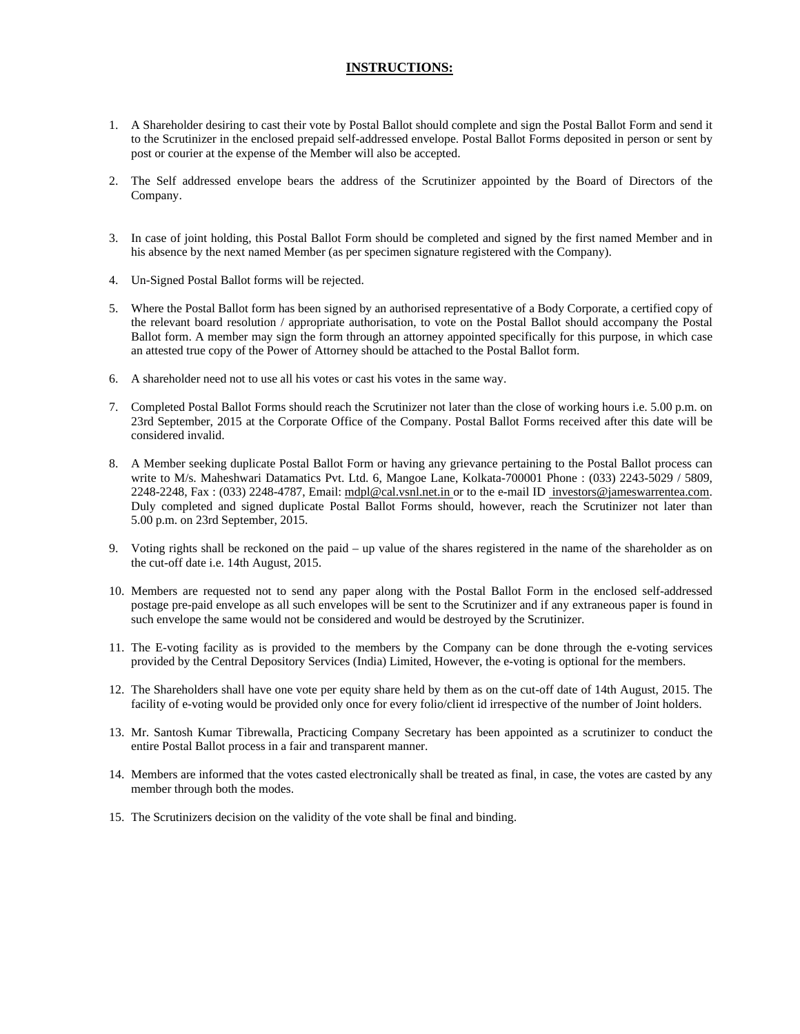## INSTRUCTIONS:

1. A Shareholder desiring to cast their vote by Postal Ballot should complete and sign the Postal Ballot Form and send it to the Scrutinizer in the enclosed prepaid self-addressed envelope. Postal Ballot Forms deposited in person or sent by post or courier at the expense of the Member will also be accepted.

2. The Self addressed envelope bears the address of the Scrutinizer appointed by the Board of Directors of the Company.

3. In case of joint holding, this Postal Ballot Form should be completed and signed by the first named Member and in his absence by the next named Member (as per specimen signature registered with the Company).

4. Un-Signed Postal Ballot forms will be rejected.

5. Where the Postal Ballot form has been signed by an authorised representative of a Body Corporate, a certified copy of the relevant board resolution / appropriate authorisation, to vote on the Postal Ballot should accompany the Postal Ballot form. A member may sign the form through an attorney appointed specifically for this purpose, in which case an attested true copy of the Power of Attorney should be attached to the Postal Ballot form.

6. A shareholder need not to use all his votes or cast his votes in the same way.

7. Completed Postal Ballot Forms should reach the Scrutinizer not later than the close of working hours i.e. 5.00 p.m. on 23rd September, 2015 at the Corporate Office of the Company. Postal Ballot Forms received after this date will be considered invalid.

8. A Member seeking duplicate Postal Ballot Form or having any grievance pertaining to the Postal Ballot process can write to M/s. Maheshwari Datamatics Pvt. Ltd. 6, Mangoe Lane, Kolkata-700001 Phone : (033) 2243-5029 / 5809, 2248-2248, Fax : (033) 2248-4787, Email: mdpl@cal.vsnl.net.in or to the e-mail ID investors@jameswarrentea.com. Duly completed and signed duplicate Postal Ballot Forms should, however, reach the Scrutinizer not later than 5.00 p.m. on 23rd September, 2015.

9. Voting rights shall be reckoned on the paid – up value of the shares registered in the name of the shareholder as on the cut-off date i.e. 14th August, 2015.

10. Members are requested not to send any paper along with the Postal Ballot Form in the enclosed self-addressed postage pre-paid envelope as all such envelopes will be sent to the Scrutinizer and if any extraneous paper is found in such envelope the same would not be considered and would be destroyed by the Scrutinizer.

11. The E-voting facility as is provided to the members by the Company can be done through the e-voting services provided by the Central Depository Services (India) Limited, However, the e-voting is optional for the members.

12. The Shareholders shall have one vote per equity share held by them as on the cut-off date of 14th August, 2015. The facility of e-voting would be provided only once for every folio/client id irrespective of the number of Joint holders.

13. Mr. Santosh Kumar Tibrewalla, Practicing Company Secretary has been appointed as a scrutinizer to conduct the entire Postal Ballot process in a fair and transparent manner.

14. Members are informed that the votes casted electronically shall be treated as final, in case, the votes are casted by any member through both the modes.

15. The Scrutinizers decision on the validity of the vote shall be final and binding.